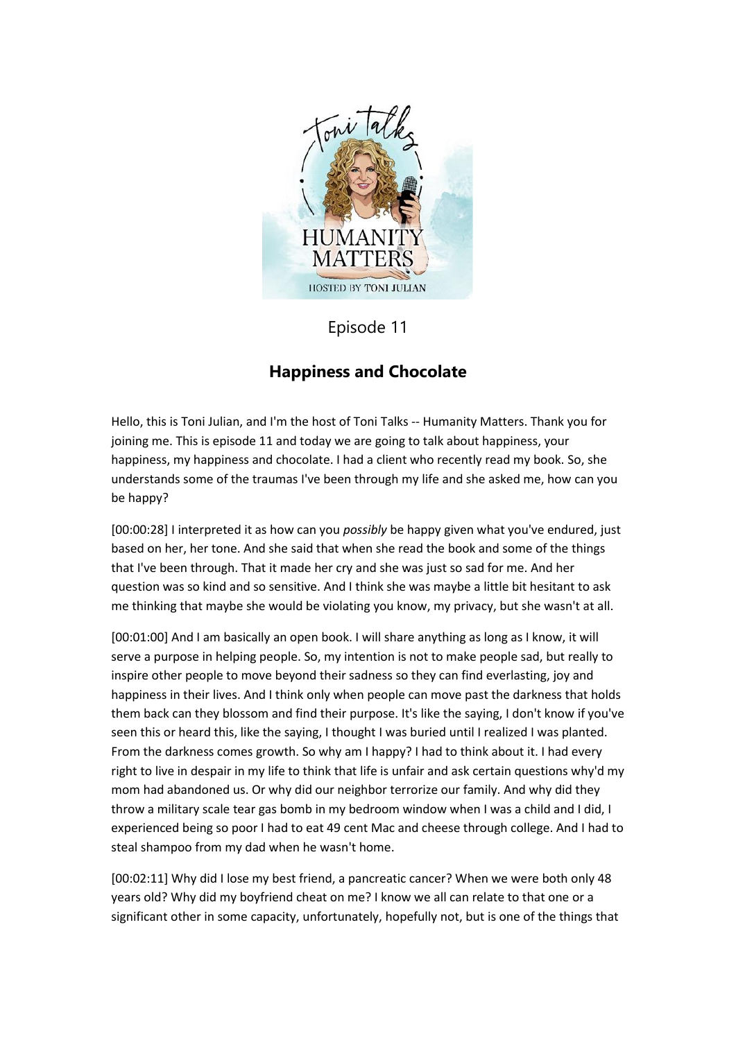Episode 11

## Happiness and Chocolate

Hello, this is Toni Julian, and I'm the host of Toni Talks -- Humanity Matters. Thank you for joining me. This is episode 11 and today we are going to talk about happiness, your happiness, my happiness and chocolate. I had a client who recently read my book. So, she understands some of the traumas I've been through my life and she asked me, how can you be happy?

[00:00:28] I interpreted it as how can you *possibly* be happy given what you've endured, just based on her, her tone. And she said that when she read the book and some of the things that I've been through. That it made her cry and she was just so sad for me. And her question was so kind and so sensitive. And I think she was maybe a little bit hesitant to ask me thinking that maybe she would be violating you know, my privacy, but she wasn't at all.

[00:01:00] And I am basically an open book. I will share anything as long as I know, it will serve a purpose in helping people. So, my intention is not to make people sad, but really to inspire other people to move beyond their sadness so they can find everlasting, joy and happiness in their lives. And I think only when people can move past the darkness that holds them back can they blossom and find their purpose. It's like the saying, I don't know if you've seen this or heard this, like the saying, I thought I was buried until I realized I was planted. From the darkness comes growth. So why am I happy? I had to think about it. I had every right to live in despair in my life to think that life is unfair and ask certain questions why'd my mom had abandoned us. Or why did our neighbor terrorize our family. And why did they throw a military scale tear gas bomb in my bedroom window when I was a child and I did, I experienced being so poor I had to eat 49 cent Mac and cheese through college. And I had to steal shampoo from my dad when he wasn't home.

[00:02:11] Why did I lose my best friend, a pancreatic cancer? When we were both only 48 years old? Why did my boyfriend cheat on me? I know we all can relate to that one or a significant other in some capacity, unfortunately, hopefully not, but is one of the things that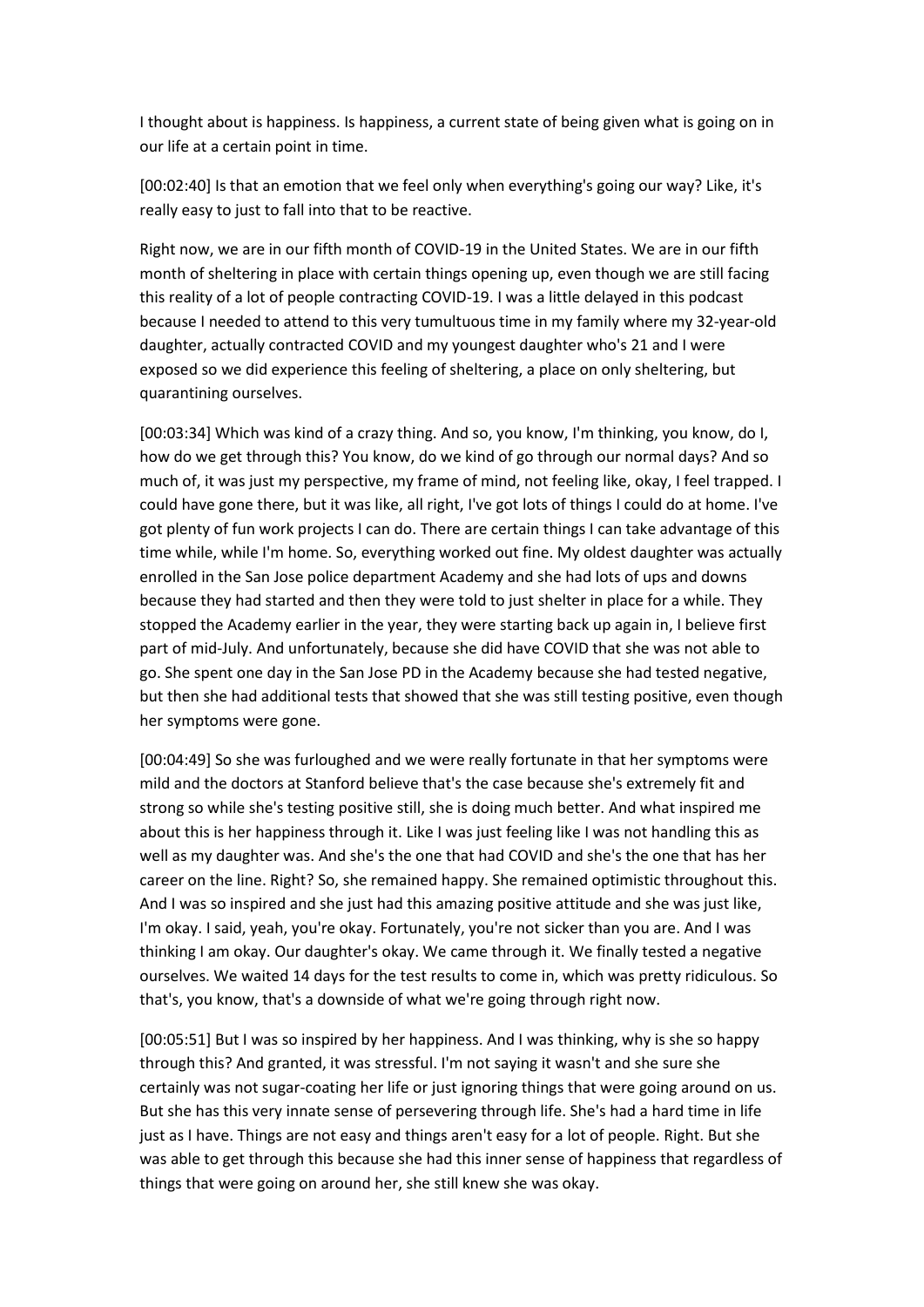I thought about is happiness. Is happiness, a current state of being given what is going on in our life at a certain point in time.

[00:02:40] Is that an emotion that we feel only when everything's going our way? Like, it's really easy to just to fall into that to be reactive.

Right now, we are in our fifth month of COVID-19 in the United States. We are in our fifth month of sheltering in place with certain things opening up, even though we are still facing this reality of a lot of people contracting COVID-19. I was a little delayed in this podcast because I needed to attend to this very tumultuous time in my family where my 32-year-old daughter, actually contracted COVID and my youngest daughter who's 21 and I were exposed so we did experience this feeling of sheltering, a place on only sheltering, but quarantining ourselves.

[00:03:34] Which was kind of a crazy thing. And so, you know, I'm thinking, you know, do I, how do we get through this? You know, do we kind of go through our normal days? And so much of, it was just my perspective, my frame of mind, not feeling like, okay, I feel trapped. I could have gone there, but it was like, all right, I've got lots of things I could do at home. I've got plenty of fun work projects I can do. There are certain things I can take advantage of this time while, while I'm home. So, everything worked out fine. My oldest daughter was actually enrolled in the San Jose police department Academy and she had lots of ups and downs because they had started and then they were told to just shelter in place for a while. They stopped the Academy earlier in the year, they were starting back up again in, I believe first part of mid-July. And unfortunately, because she did have COVID that she was not able to go. She spent one day in the San Jose PD in the Academy because she had tested negative, but then she had additional tests that showed that she was still testing positive, even though her symptoms were gone.

[00:04:49] So she was furloughed and we were really fortunate in that her symptoms were mild and the doctors at Stanford believe that's the case because she's extremely fit and strong so while she's testing positive still, she is doing much better. And what inspired me about this is her happiness through it. Like I was just feeling like I was not handling this as well as my daughter was. And she's the one that had COVID and she's the one that has her career on the line. Right? So, she remained happy. She remained optimistic throughout this. And I was so inspired and she just had this amazing positive attitude and she was just like, I'm okay. I said, yeah, you're okay. Fortunately, you're not sicker than you are. And I was thinking I am okay. Our daughter's okay. We came through it. We finally tested a negative ourselves. We waited 14 days for the test results to come in, which was pretty ridiculous. So that's, you know, that's a downside of what we're going through right now.

[00:05:51] But I was so inspired by her happiness. And I was thinking, why is she so happy through this? And granted, it was stressful. I'm not saying it wasn't and she sure she certainly was not sugar-coating her life or just ignoring things that were going around on us. But she has this very innate sense of persevering through life. She's had a hard time in life just as I have. Things are not easy and things aren't easy for a lot of people. Right. But she was able to get through this because she had this inner sense of happiness that regardless of things that were going on around her, she still knew she was okay.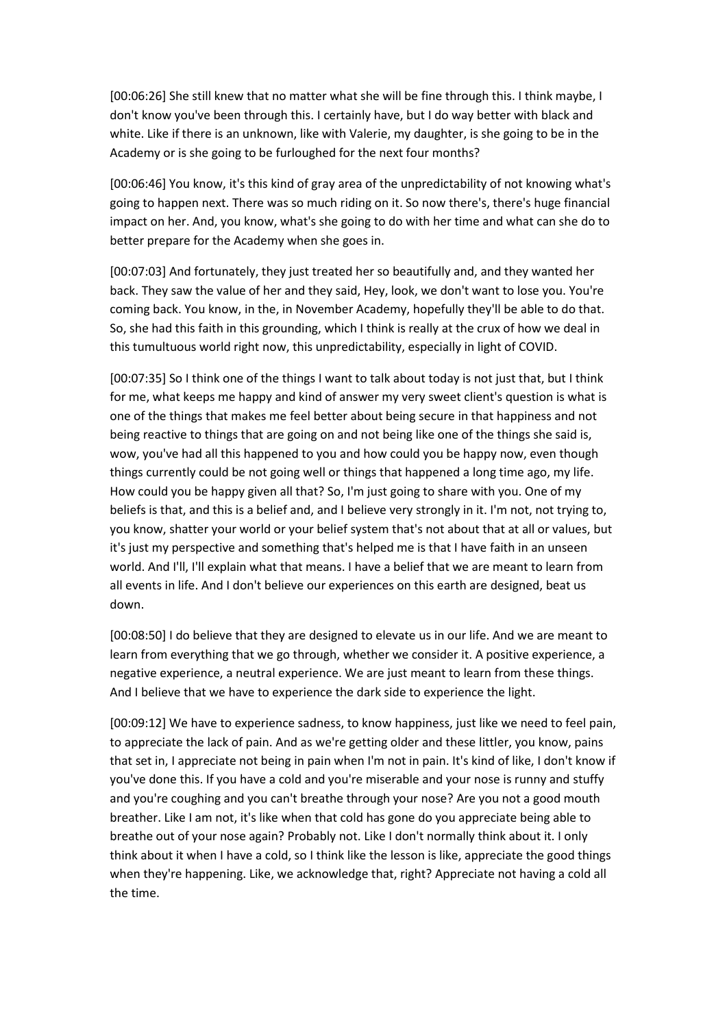[00:06:26] She still knew that no matter what she will be fine through this. I think maybe, I don't know you've been through this. I certainly have, but I do way better with black and white. Like if there is an unknown, like with Valerie, my daughter, is she going to be in the Academy or is she going to be furloughed for the next four months?

[00:06:46] You know, it's this kind of gray area of the unpredictability of not knowing what's going to happen next. There was so much riding on it. So now there's, there's huge financial impact on her. And, you know, what's she going to do with her time and what can she do to better prepare for the Academy when she goes in.

[00:07:03] And fortunately, they just treated her so beautifully and, and they wanted her back. They saw the value of her and they said, Hey, look, we don't want to lose you. You're coming back. You know, in the, in November Academy, hopefully they'll be able to do that. So, she had this faith in this grounding, which I think is really at the crux of how we deal in this tumultuous world right now, this unpredictability, especially in light of COVID.

[00:07:35] So I think one of the things I want to talk about today is not just that, but I think for me, what keeps me happy and kind of answer my very sweet client's question is what is one of the things that makes me feel better about being secure in that happiness and not being reactive to things that are going on and not being like one of the things she said is, wow, you've had all this happened to you and how could you be happy now, even though things currently could be not going well or things that happened a long time ago, my life. How could you be happy given all that? So, I'm just going to share with you. One of my beliefs is that, and this is a belief and, and I believe very strongly in it. I'm not, not trying to, you know, shatter your world or your belief system that's not about that at all or values, but it's just my perspective and something that's helped me is that I have faith in an unseen world. And I'll, I'll explain what that means. I have a belief that we are meant to learn from all events in life. And I don't believe our experiences on this earth are designed, beat us down.

[00:08:50] I do believe that they are designed to elevate us in our life. And we are meant to learn from everything that we go through, whether we consider it. A positive experience, a negative experience, a neutral experience. We are just meant to learn from these things. And I believe that we have to experience the dark side to experience the light.

[00:09:12] We have to experience sadness, to know happiness, just like we need to feel pain, to appreciate the lack of pain. And as we're getting older and these littler, you know, pains that set in, I appreciate not being in pain when I'm not in pain. It's kind of like, I don't know if you've done this. If you have a cold and you're miserable and your nose is runny and stuffy and you're coughing and you can't breathe through your nose? Are you not a good mouth breather. Like I am not, it's like when that cold has gone do you appreciate being able to breathe out of your nose again? Probably not. Like I don't normally think about it. I only think about it when I have a cold, so I think like the lesson is like, appreciate the good things when they're happening. Like, we acknowledge that, right? Appreciate not having a cold all the time.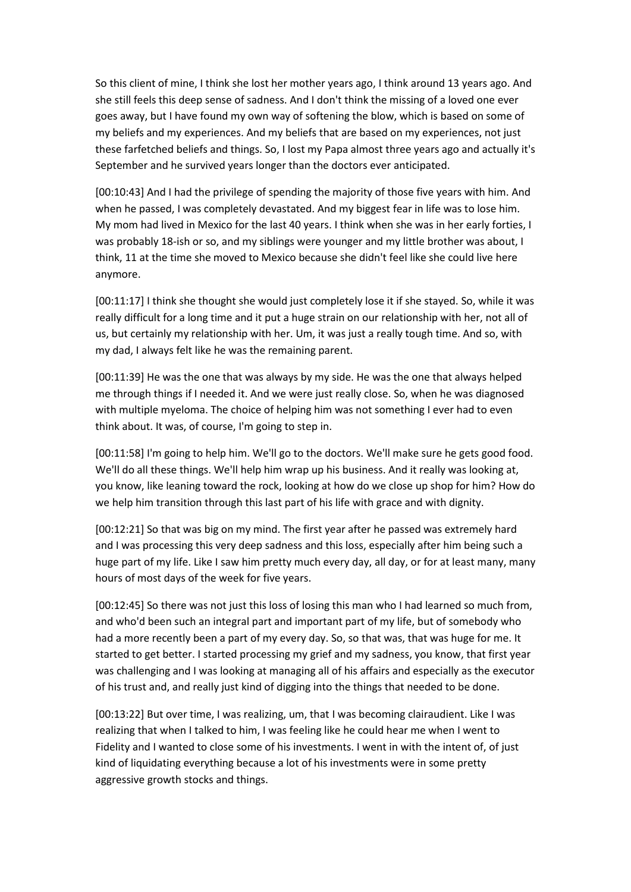So this client of mine, I think she lost her mother years ago, I think around 13 years ago. And she still feels this deep sense of sadness. And I don't think the missing of a loved one ever goes away, but I have found my own way of softening the blow, which is based on some of my beliefs and my experiences. And my beliefs that are based on my experiences, not just these farfetched beliefs and things. So, I lost my Papa almost three years ago and actually it's September and he survived years longer than the doctors ever anticipated.

[00:10:43] And I had the privilege of spending the majority of those five years with him. And when he passed, I was completely devastated. And my biggest fear in life was to lose him. My mom had lived in Mexico for the last 40 years. I think when she was in her early forties, I was probably 18-ish or so, and my siblings were younger and my little brother was about, I think, 11 at the time she moved to Mexico because she didn't feel like she could live here anymore.

[00:11:17] I think she thought she would just completely lose it if she stayed. So, while it was really difficult for a long time and it put a huge strain on our relationship with her, not all of us, but certainly my relationship with her. Um, it was just a really tough time. And so, with my dad, I always felt like he was the remaining parent.

[00:11:39] He was the one that was always by my side. He was the one that always helped me through things if I needed it. And we were just really close. So, when he was diagnosed with multiple myeloma. The choice of helping him was not something I ever had to even think about. It was, of course, I'm going to step in.

[00:11:58] I'm going to help him. We'll go to the doctors. We'll make sure he gets good food. We'll do all these things. We'll help him wrap up his business. And it really was looking at, you know, like leaning toward the rock, looking at how do we close up shop for him? How do we help him transition through this last part of his life with grace and with dignity.

[00:12:21] So that was big on my mind. The first year after he passed was extremely hard and I was processing this very deep sadness and this loss, especially after him being such a huge part of my life. Like I saw him pretty much every day, all day, or for at least many, many hours of most days of the week for five years.

[00:12:45] So there was not just this loss of losing this man who I had learned so much from, and who'd been such an integral part and important part of my life, but of somebody who had a more recently been a part of my every day. So, so that was, that was huge for me. It started to get better. I started processing my grief and my sadness, you know, that first year was challenging and I was looking at managing all of his affairs and especially as the executor of his trust and, and really just kind of digging into the things that needed to be done.

[00:13:22] But over time, I was realizing, um, that I was becoming clairaudient. Like I was realizing that when I talked to him, I was feeling like he could hear me when I went to Fidelity and I wanted to close some of his investments. I went in with the intent of, of just kind of liquidating everything because a lot of his investments were in some pretty aggressive growth stocks and things.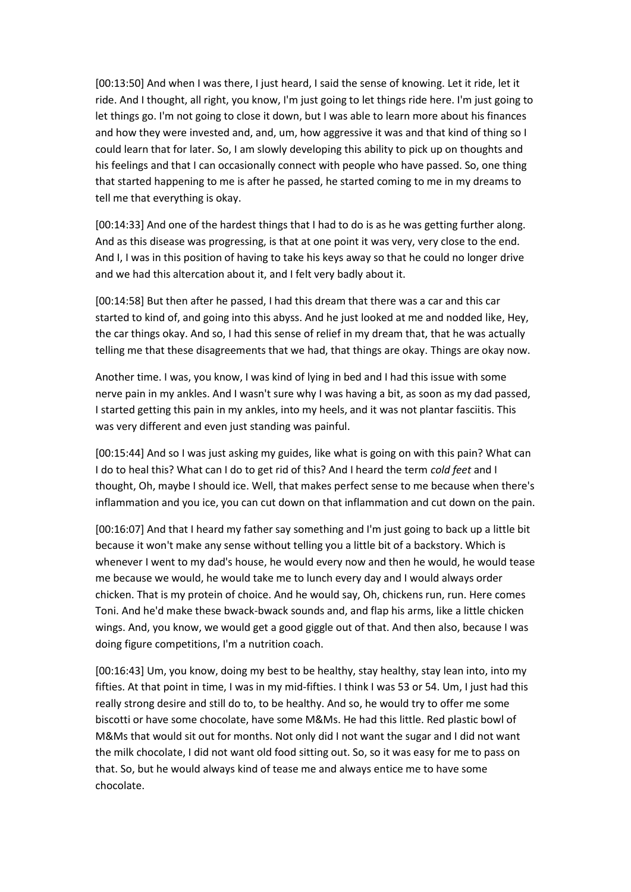[00:13:50] And when I was there, I just heard, I said the sense of knowing. Let it ride, let it ride. And I thought, all right, you know, I'm just going to let things ride here. I'm just going to let things go. I'm not going to close it down, but I was able to learn more about his finances and how they were invested and, and, um, how aggressive it was and that kind of thing so I could learn that for later. So, I am slowly developing this ability to pick up on thoughts and his feelings and that I can occasionally connect with people who have passed. So, one thing that started happening to me is after he passed, he started coming to me in my dreams to tell me that everything is okay.

[00:14:33] And one of the hardest things that I had to do is as he was getting further along. And as this disease was progressing, is that at one point it was very, very close to the end. And I, I was in this position of having to take his keys away so that he could no longer drive and we had this altercation about it, and I felt very badly about it.

[00:14:58] But then after he passed, I had this dream that there was a car and this car started to kind of, and going into this abyss. And he just looked at me and nodded like, Hey, the car things okay. And so, I had this sense of relief in my dream that, that he was actually telling me that these disagreements that we had, that things are okay. Things are okay now.

Another time. I was, you know, I was kind of lying in bed and I had this issue with some nerve pain in my ankles. And I wasn't sure why I was having a bit, as soon as my dad passed, I started getting this pain in my ankles, into my heels, and it was not plantar fasciitis. This was very different and even just standing was painful.

[00:15:44] And so I was just asking my guides, like what is going on with this pain? What can I do to heal this? What can I do to get rid of this? And I heard the term *cold feet* and I thought, Oh, maybe I should ice. Well, that makes perfect sense to me because when there's inflammation and you ice, you can cut down on that inflammation and cut down on the pain.

[00:16:07] And that I heard my father say something and I'm just going to back up a little bit because it won't make any sense without telling you a little bit of a backstory. Which is whenever I went to my dad's house, he would every now and then he would, he would tease me because we would, he would take me to lunch every day and I would always order chicken. That is my protein of choice. And he would say, Oh, chickens run, run. Here comes Toni. And he'd make these bwack-bwack sounds and, and flap his arms, like a little chicken wings. And, you know, we would get a good giggle out of that. And then also, because I was doing figure competitions, I'm a nutrition coach.

[00:16:43] Um, you know, doing my best to be healthy, stay healthy, stay lean into, into my fifties. At that point in time, I was in my mid-fifties. I think I was 53 or 54. Um, I just had this really strong desire and still do to, to be healthy. And so, he would try to offer me some biscotti or have some chocolate, have some M&Ms. He had this little. Red plastic bowl of M&Ms that would sit out for months. Not only did I not want the sugar and I did not want the milk chocolate, I did not want old food sitting out. So, so it was easy for me to pass on that. So, but he would always kind of tease me and always entice me to have some chocolate.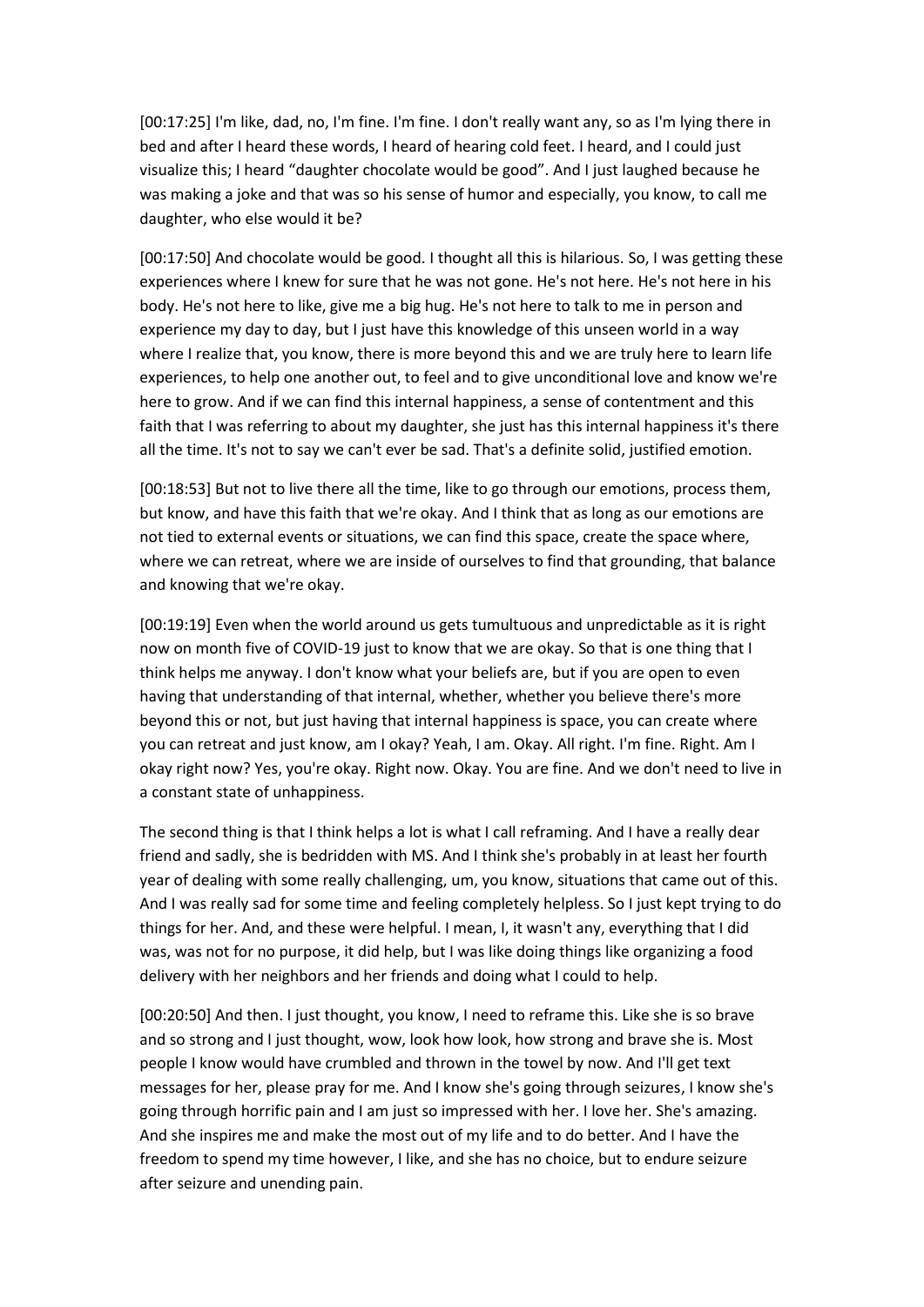[00:17:25] I'm like, dad, no, I'm fine. I'm fine. I don't really want any, so as I'm lying there in bed and after I heard these words, I heard of hearing cold feet. I heard, and I could just visualize this; I heard “daughter chocolate would be good”. And I just laughed because he was making a joke and that was so his sense of humor and especially, you know, to call me daughter, who else would it be?

[00:17:50] And chocolate would be good. I thought all this is hilarious. So, I was getting these experiences where I knew for sure that he was not gone. He's not here. He's not here in his body. He's not here to like, give me a big hug. He's not here to talk to me in person and experience my day to day, but I just have this knowledge of this unseen world in a way where I realize that, you know, there is more beyond this and we are truly here to learn life experiences, to help one another out, to feel and to give unconditional love and know we're here to grow. And if we can find this internal happiness, a sense of contentment and this faith that I was referring to about my daughter, she just has this internal happiness it's there all the time. It's not to say we can't ever be sad. That's a definite solid, justified emotion.

[00:18:53] But not to live there all the time, like to go through our emotions, process them, but know, and have this faith that we're okay. And I think that as long as our emotions are not tied to external events or situations, we can find this space, create the space where, where we can retreat, where we are inside of ourselves to find that grounding, that balance and knowing that we're okay.

[00:19:19] Even when the world around us gets tumultuous and unpredictable as it is right now on month five of COVID-19 just to know that we are okay. So that is one thing that I think helps me anyway. I don't know what your beliefs are, but if you are open to even having that understanding of that internal, whether, whether you believe there's more beyond this or not, but just having that internal happiness is space, you can create where you can retreat and just know, am I okay? Yeah, I am. Okay. All right. I'm fine. Right. Am I okay right now? Yes, you're okay. Right now. Okay. You are fine. And we don't need to live in a constant state of unhappiness.

The second thing is that I think helps a lot is what I call reframing. And I have a really dear friend and sadly, she is bedridden with MS. And I think she's probably in at least her fourth year of dealing with some really challenging, um, you know, situations that came out of this. And I was really sad for some time and feeling completely helpless. So I just kept trying to do things for her. And, and these were helpful. I mean, I, it wasn't any, everything that I did was, was not for no purpose, it did help, but I was like doing things like organizing a food delivery with her neighbors and her friends and doing what I could to help.

[00:20:50] And then. I just thought, you know, I need to reframe this. Like she is so brave and so strong and I just thought, wow, look how look, how strong and brave she is. Most people I know would have crumbled and thrown in the towel by now. And I'll get text messages for her, please pray for me. And I know she's going through seizures, I know she's going through horrific pain and I am just so impressed with her. I love her. She's amazing. And she inspires me and make the most out of my life and to do better. And I have the freedom to spend my time however, I like, and she has no choice, but to endure seizure after seizure and unending pain.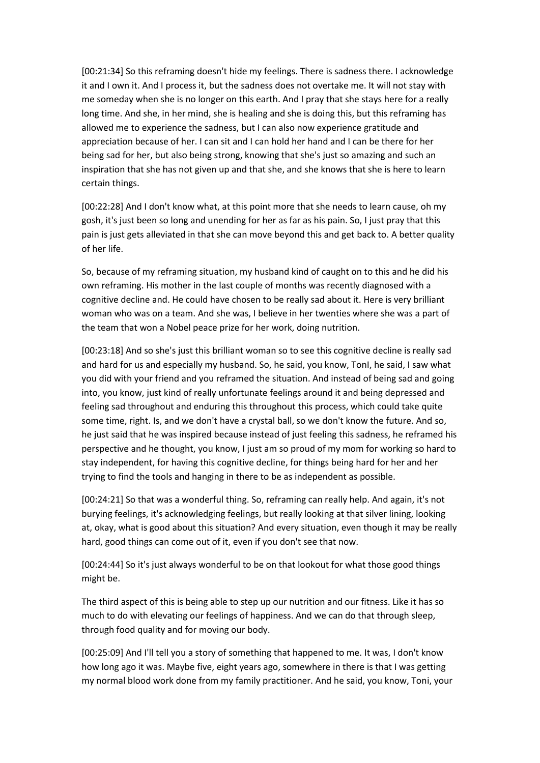[00:21:34] So this reframing doesn't hide my feelings. There is sadness there. I acknowledge it and I own it. And I process it, but the sadness does not overtake me. It will not stay with me someday when she is no longer on this earth. And I pray that she stays here for a really long time. And she, in her mind, she is healing and she is doing this, but this reframing has allowed me to experience the sadness, but I can also now experience gratitude and appreciation because of her. I can sit and I can hold her hand and I can be there for her being sad for her, but also being strong, knowing that she's just so amazing and such an inspiration that she has not given up and that she, and she knows that she is here to learn certain things.

[00:22:28] And I don't know what, at this point more that she needs to learn cause, oh my gosh, it's just been so long and unending for her as far as his pain. So, I just pray that this pain is just gets alleviated in that she can move beyond this and get back to. A better quality of her life.

So, because of my reframing situation, my husband kind of caught on to this and he did his own reframing. His mother in the last couple of months was recently diagnosed with a cognitive decline and. He could have chosen to be really sad about it. Here is very brilliant woman who was on a team. And she was, I believe in her twenties where she was a part of the team that won a Nobel peace prize for her work, doing nutrition.

[00:23:18] And so she's just this brilliant woman so to see this cognitive decline is really sad and hard for us and especially my husband. So, he said, you know, TonI, he said, I saw what you did with your friend and you reframed the situation. And instead of being sad and going into, you know, just kind of really unfortunate feelings around it and being depressed and feeling sad throughout and enduring this throughout this process, which could take quite some time, right. Is, and we don't have a crystal ball, so we don't know the future. And so, he just said that he was inspired because instead of just feeling this sadness, he reframed his perspective and he thought, you know, I just am so proud of my mom for working so hard to stay independent, for having this cognitive decline, for things being hard for her and her trying to find the tools and hanging in there to be as independent as possible.

[00:24:21] So that was a wonderful thing. So, reframing can really help. And again, it's not burying feelings, it's acknowledging feelings, but really looking at that silver lining, looking at, okay, what is good about this situation? And every situation, even though it may be really hard, good things can come out of it, even if you don't see that now.

[00:24:44] So it's just always wonderful to be on that lookout for what those good things might be.

The third aspect of this is being able to step up our nutrition and our fitness. Like it has so much to do with elevating our feelings of happiness. And we can do that through sleep, through food quality and for moving our body.

[00:25:09] And I'll tell you a story of something that happened to me. It was, I don't know how long ago it was. Maybe five, eight years ago, somewhere in there is that I was getting my normal blood work done from my family practitioner. And he said, you know, Toni, your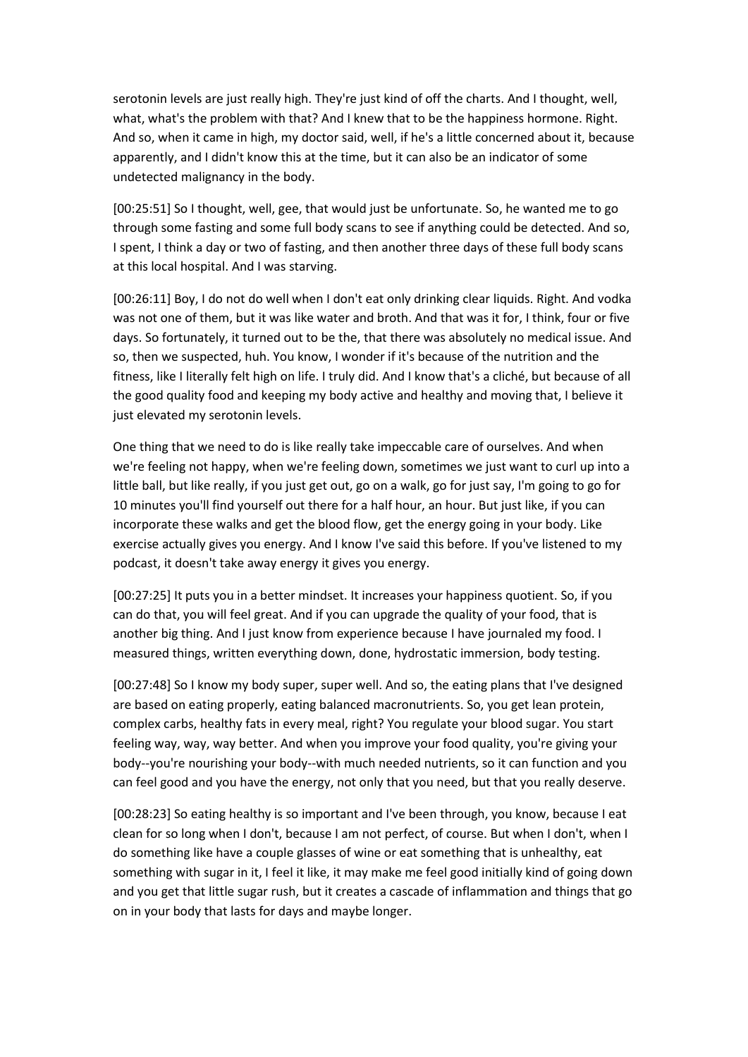serotonin levels are just really high. They're just kind of off the charts. And I thought, well, what, what's the problem with that? And I knew that to be the happiness hormone. Right. And so, when it came in high, my doctor said, well, if he's a little concerned about it, because apparently, and I didn't know this at the time, but it can also be an indicator of some undetected malignancy in the body.

[00:25:51] So I thought, well, gee, that would just be unfortunate. So, he wanted me to go through some fasting and some full body scans to see if anything could be detected. And so, I spent, I think a day or two of fasting, and then another three days of these full body scans at this local hospital. And I was starving.

[00:26:11] Boy, I do not do well when I don't eat only drinking clear liquids. Right. And vodka was not one of them, but it was like water and broth. And that was it for, I think, four or five days. So fortunately, it turned out to be the, that there was absolutely no medical issue. And so, then we suspected, huh. You know, I wonder if it's because of the nutrition and the fitness, like I literally felt high on life. I truly did. And I know that's a cliché, but because of all the good quality food and keeping my body active and healthy and moving that, I believe it just elevated my serotonin levels.

One thing that we need to do is like really take impeccable care of ourselves. And when we're feeling not happy, when we're feeling down, sometimes we just want to curl up into a little ball, but like really, if you just get out, go on a walk, go for just say, I'm going to go for 10 minutes you'll find yourself out there for a half hour, an hour. But just like, if you can incorporate these walks and get the blood flow, get the energy going in your body. Like exercise actually gives you energy. And I know I've said this before. If you've listened to my podcast, it doesn't take away energy it gives you energy.

[00:27:25] It puts you in a better mindset. It increases your happiness quotient. So, if you can do that, you will feel great. And if you can upgrade the quality of your food, that is another big thing. And I just know from experience because I have journaled my food. I measured things, written everything down, done, hydrostatic immersion, body testing.

[00:27:48] So I know my body super, super well. And so, the eating plans that I've designed are based on eating properly, eating balanced macronutrients. So, you get lean protein, complex carbs, healthy fats in every meal, right? You regulate your blood sugar. You start feeling way, way, way better. And when you improve your food quality, you're giving your body--you're nourishing your body--with much needed nutrients, so it can function and you can feel good and you have the energy, not only that you need, but that you really deserve.

[00:28:23] So eating healthy is so important and I've been through, you know, because I eat clean for so long when I don't, because I am not perfect, of course. But when I don't, when I do something like have a couple glasses of wine or eat something that is unhealthy, eat something with sugar in it, I feel it like, it may make me feel good initially kind of going down and you get that little sugar rush, but it creates a cascade of inflammation and things that go on in your body that lasts for days and maybe longer.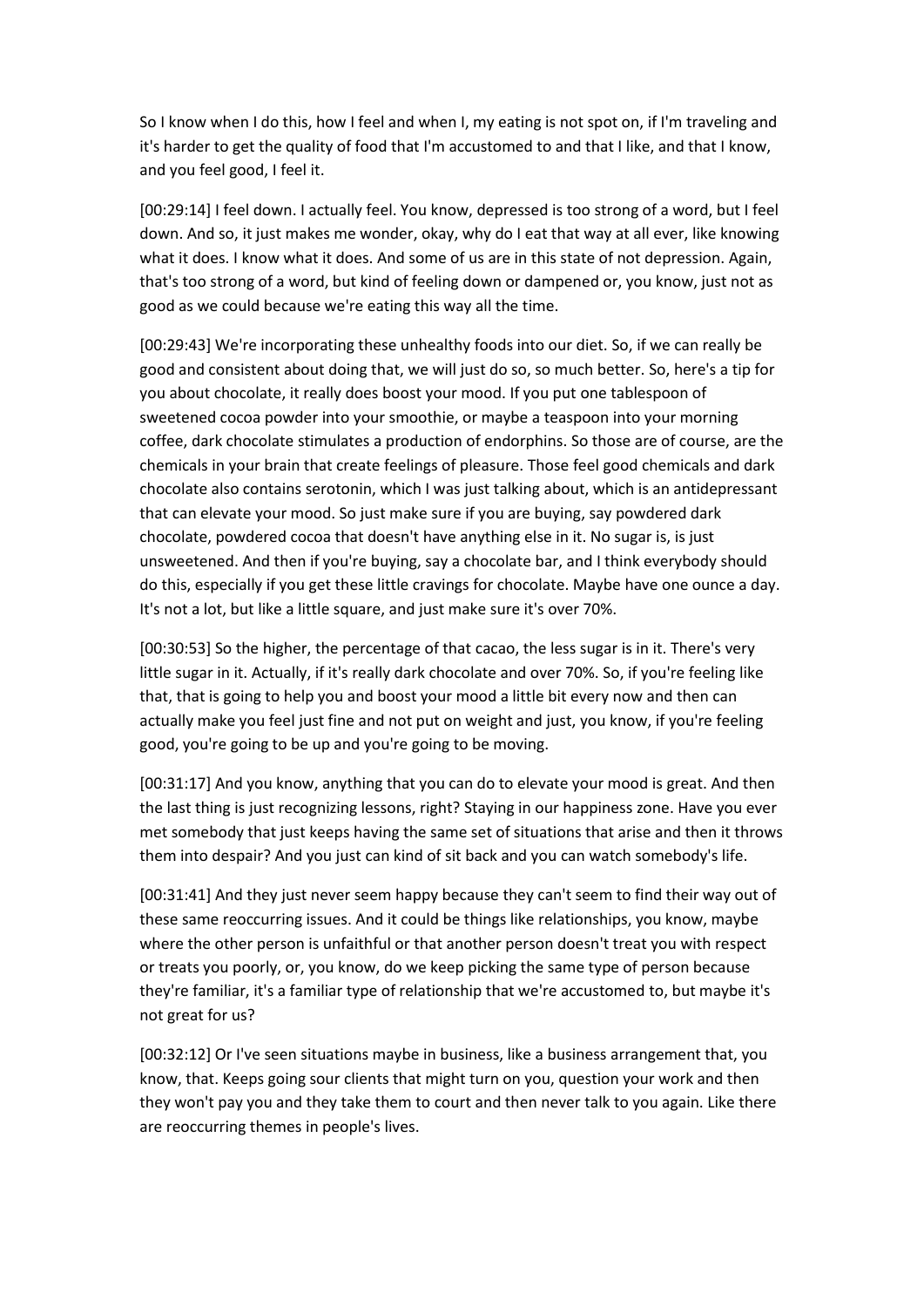So I know when I do this, how I feel and when I, my eating is not spot on, if I'm traveling and it's harder to get the quality of food that I'm accustomed to and that I like, and that I know, and you feel good, I feel it.

[00:29:14] I feel down. I actually feel. You know, depressed is too strong of a word, but I feel down. And so, it just makes me wonder, okay, why do I eat that way at all ever, like knowing what it does. I know what it does. And some of us are in this state of not depression. Again, that's too strong of a word, but kind of feeling down or dampened or, you know, just not as good as we could because we're eating this way all the time.

[00:29:43] We're incorporating these unhealthy foods into our diet. So, if we can really be good and consistent about doing that, we will just do so, so much better. So, here's a tip for you about chocolate, it really does boost your mood. If you put one tablespoon of sweetened cocoa powder into your smoothie, or maybe a teaspoon into your morning coffee, dark chocolate stimulates a production of endorphins. So those are of course, are the chemicals in your brain that create feelings of pleasure. Those feel good chemicals and dark chocolate also contains serotonin, which I was just talking about, which is an antidepressant that can elevate your mood. So just make sure if you are buying, say powdered dark chocolate, powdered cocoa that doesn't have anything else in it. No sugar is, is just unsweetened. And then if you're buying, say a chocolate bar, and I think everybody should do this, especially if you get these little cravings for chocolate. Maybe have one ounce a day. It's not a lot, but like a little square, and just make sure it's over 70%.

[00:30:53] So the higher, the percentage of that cacao, the less sugar is in it. There's very little sugar in it. Actually, if it's really dark chocolate and over 70%. So, if you're feeling like that, that is going to help you and boost your mood a little bit every now and then can actually make you feel just fine and not put on weight and just, you know, if you're feeling good, you're going to be up and you're going to be moving.

[00:31:17] And you know, anything that you can do to elevate your mood is great. And then the last thing is just recognizing lessons, right? Staying in our happiness zone. Have you ever met somebody that just keeps having the same set of situations that arise and then it throws them into despair? And you just can kind of sit back and you can watch somebody's life.

[00:31:41] And they just never seem happy because they can't seem to find their way out of these same reoccurring issues. And it could be things like relationships, you know, maybe where the other person is unfaithful or that another person doesn't treat you with respect or treats you poorly, or, you know, do we keep picking the same type of person because they're familiar, it's a familiar type of relationship that we're accustomed to, but maybe it's not great for us?

[00:32:12] Or I've seen situations maybe in business, like a business arrangement that, you know, that. Keeps going sour clients that might turn on you, question your work and then they won't pay you and they take them to court and then never talk to you again. Like there are reoccurring themes in people's lives.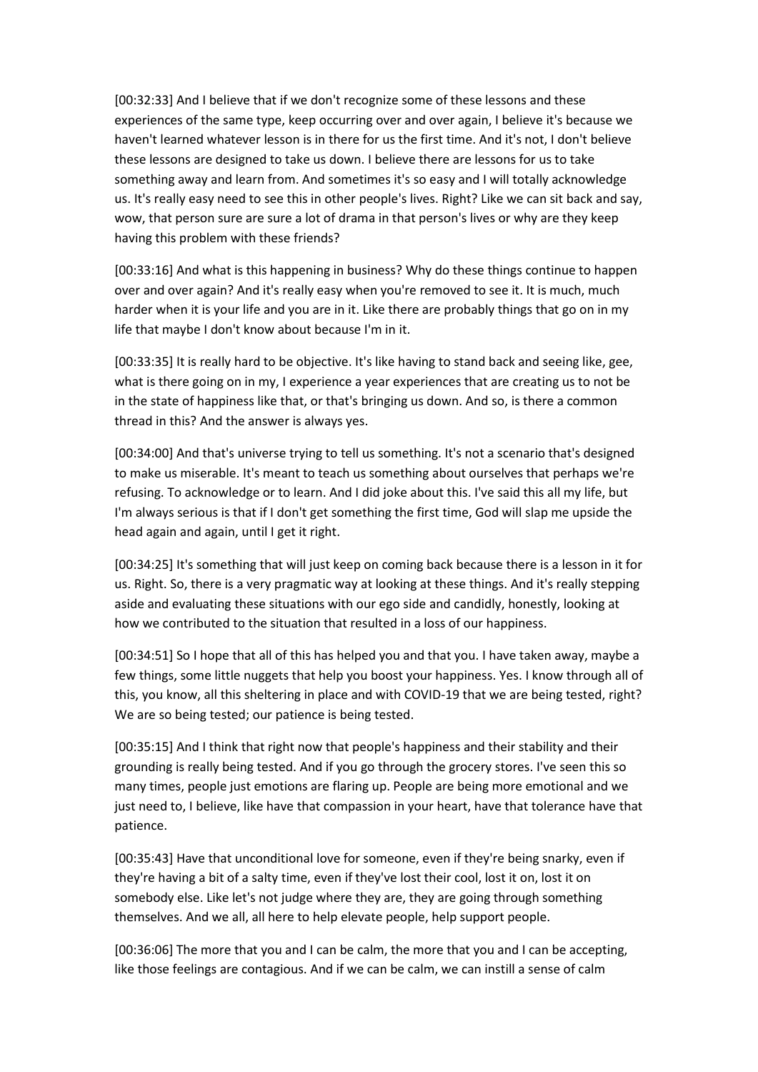[00:32:33] And I believe that if we don't recognize some of these lessons and these experiences of the same type, keep occurring over and over again, I believe it's because we haven't learned whatever lesson is in there for us the first time. And it's not, I don't believe these lessons are designed to take us down. I believe there are lessons for us to take something away and learn from. And sometimes it's so easy and I will totally acknowledge us. It's really easy need to see this in other people's lives. Right? Like we can sit back and say, wow, that person sure are sure a lot of drama in that person's lives or why are they keep having this problem with these friends?

[00:33:16] And what is this happening in business? Why do these things continue to happen over and over again? And it's really easy when you're removed to see it. It is much, much harder when it is your life and you are in it. Like there are probably things that go on in my life that maybe I don't know about because I'm in it.

[00:33:35] It is really hard to be objective. It's like having to stand back and seeing like, gee, what is there going on in my, I experience a year experiences that are creating us to not be in the state of happiness like that, or that's bringing us down. And so, is there a common thread in this? And the answer is always yes.

[00:34:00] And that's universe trying to tell us something. It's not a scenario that's designed to make us miserable. It's meant to teach us something about ourselves that perhaps we're refusing. To acknowledge or to learn. And I did joke about this. I've said this all my life, but I'm always serious is that if I don't get something the first time, God will slap me upside the head again and again, until I get it right.

[00:34:25] It's something that will just keep on coming back because there is a lesson in it for us. Right. So, there is a very pragmatic way at looking at these things. And it's really stepping aside and evaluating these situations with our ego side and candidly, honestly, looking at how we contributed to the situation that resulted in a loss of our happiness.

[00:34:51] So I hope that all of this has helped you and that you. I have taken away, maybe a few things, some little nuggets that help you boost your happiness. Yes. I know through all of this, you know, all this sheltering in place and with COVID-19 that we are being tested, right? We are so being tested; our patience is being tested.

[00:35:15] And I think that right now that people's happiness and their stability and their grounding is really being tested. And if you go through the grocery stores. I've seen this so many times, people just emotions are flaring up. People are being more emotional and we just need to, I believe, like have that compassion in your heart, have that tolerance have that patience.

[00:35:43] Have that unconditional love for someone, even if they're being snarky, even if they're having a bit of a salty time, even if they've lost their cool, lost it on, lost it on somebody else. Like let's not judge where they are, they are going through something themselves. And we all, all here to help elevate people, help support people.

[00:36:06] The more that you and I can be calm, the more that you and I can be accepting, like those feelings are contagious. And if we can be calm, we can instill a sense of calm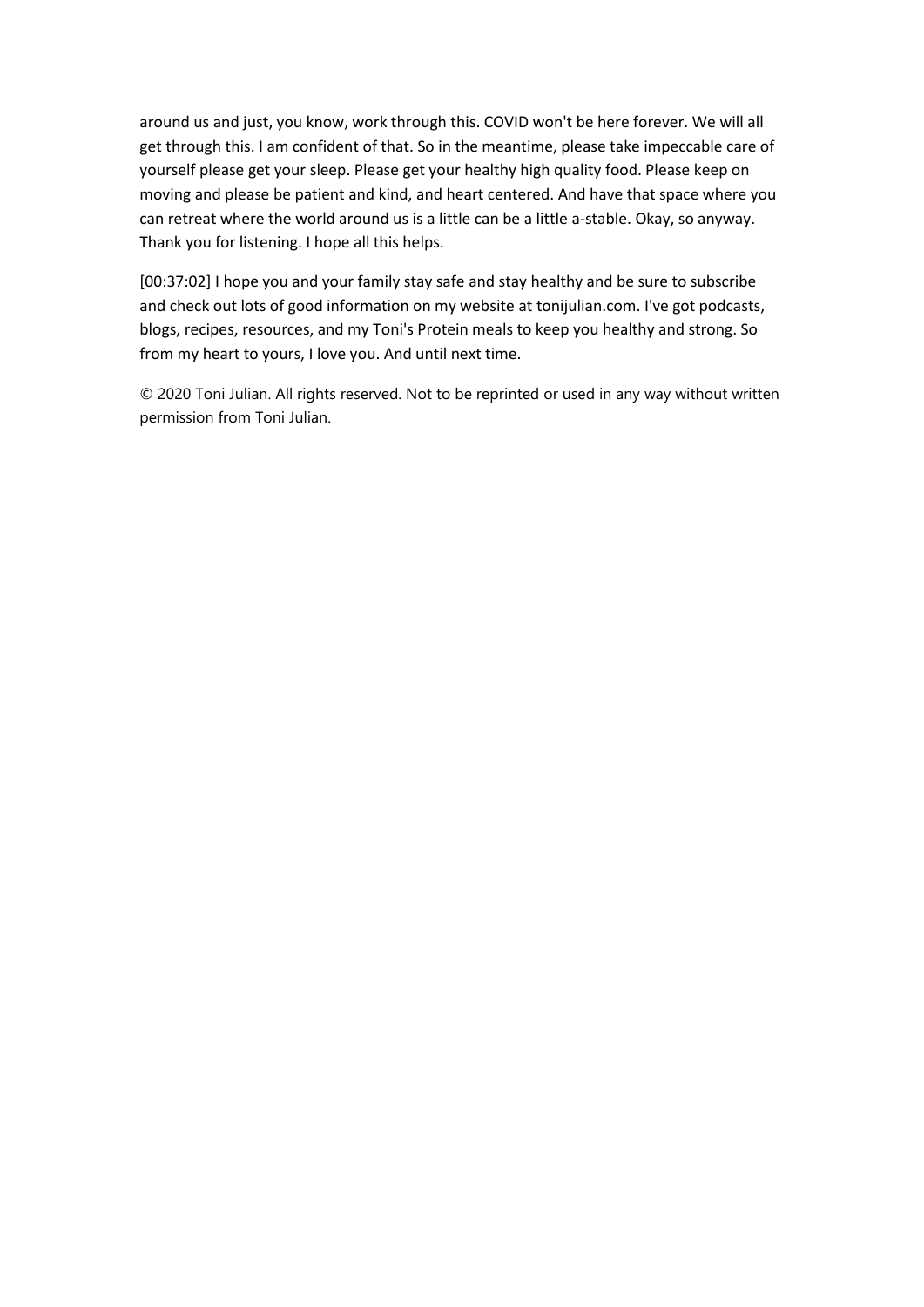around us and just, you know, work through this. COVID won't be here forever. We will all get through this. I am confident of that. So in the meantime, please take impeccable care of yourself please get your sleep. Please get your healthy high quality food. Please keep on moving and please be patient and kind, and heart centered. And have that space where you can retreat where the world around us is a little can be a little a-stable. Okay, so anyway. Thank you for listening. I hope all this helps.

[00:37:02] I hope you and your family stay safe and stay healthy and be sure to subscribe and check out lots of good information on my website at tonijulian.com. I've got podcasts, blogs, recipes, resources, and my Toni's Protein meals to keep you healthy and strong. So from my heart to yours, I love you. And until next time.

© 2020 Toni Julian. All rights reserved. Not to be reprinted or used in any way without written permission from Toni Julian.